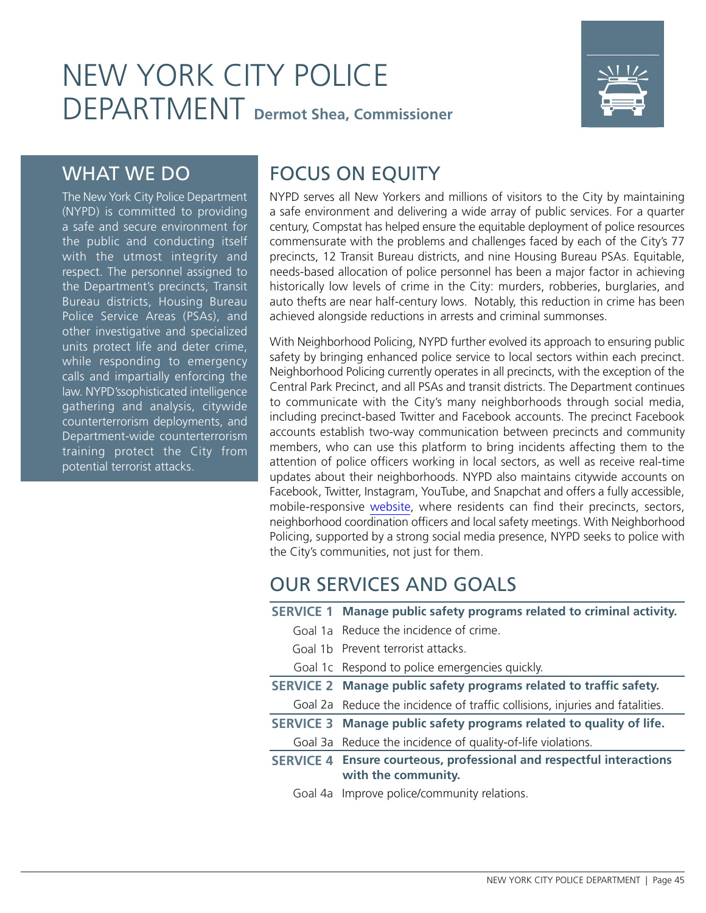# NEW YORK CITY POLICE DEPARTMENT **Dermot Shea, Commissioner**

## WHAT WE DO

The New York City Police Department (NYPD) is committed to providing a safe and secure environment for the public and conducting itself with the utmost integrity and respect. The personnel assigned to the Department's precincts, Transit Bureau districts, Housing Bureau Police Service Areas (PSAs), and other investigative and specialized units protect life and deter crime, while responding to emergency calls and impartially enforcing the law. NYPD'ssophisticated intelligence gathering and analysis, citywide counterterrorism deployments, and Department-wide counterterrorism training protect the City from potential terrorist attacks.

## FOCUS ON EQUITY

NYPD serves all New Yorkers and millions of visitors to the City by maintaining a safe environment and delivering a wide array of public services. For a quarter century, Compstat has helped ensure the equitable deployment of police resources commensurate with the problems and challenges faced by each of the City's 77 precincts, 12 Transit Bureau districts, and nine Housing Bureau PSAs. Equitable, needs-based allocation of police personnel has been a major factor in achieving historically low levels of crime in the City: murders, robberies, burglaries, and auto thefts are near half-century lows. Notably, this reduction in crime has been achieved alongside reductions in arrests and criminal summonses.

With Neighborhood Policing, NYPD further evolved its approach to ensuring public safety by bringing enhanced police service to local sectors within each precinct. Neighborhood Policing currently operates in all precincts, with the exception of the Central Park Precinct, and all PSAs and transit districts. The Department continues to communicate with the City's many neighborhoods through social media, including precinct-based Twitter and Facebook accounts. The precinct Facebook accounts establish two-way communication between precincts and community members, who can use this platform to bring incidents affecting them to the attention of police officers working in local sectors, as well as receive real-time updates about their neighborhoods. NYPD also maintains citywide accounts on Facebook, Twitter, Instagram, YouTube, and Snapchat and offers a fully accessible, mobile-responsive website, where residents can find their precincts, sectors, neighborhood coordination officers and local safety meetings. With Neighborhood Policing, supported by a strong social media presence, NYPD seeks to police with the City's communities, not just for them.

## OUR SERVICES AND GOALS

**SERVICE 1 Manage public safety programs related to criminal activity.**

- Goal 1a Reduce the incidence of crime.
- Goal 1b Prevent terrorist attacks.
- Goal 1c Respond to police emergencies quickly.

**SERVICE 2 Manage public safety programs related to traffic safety.**

- Goal 2a Reduce the incidence of traffic collisions, injuries and fatalities.

**SERVICE 3 Manage public safety programs related to quality of life.**

- Goal 3a Reduce the incidence of quality-of-life violations.

**SERVICE 4 Ensure courteous, professional and respectful interactions with the community.**

- Goal 4a Improve police/community relations.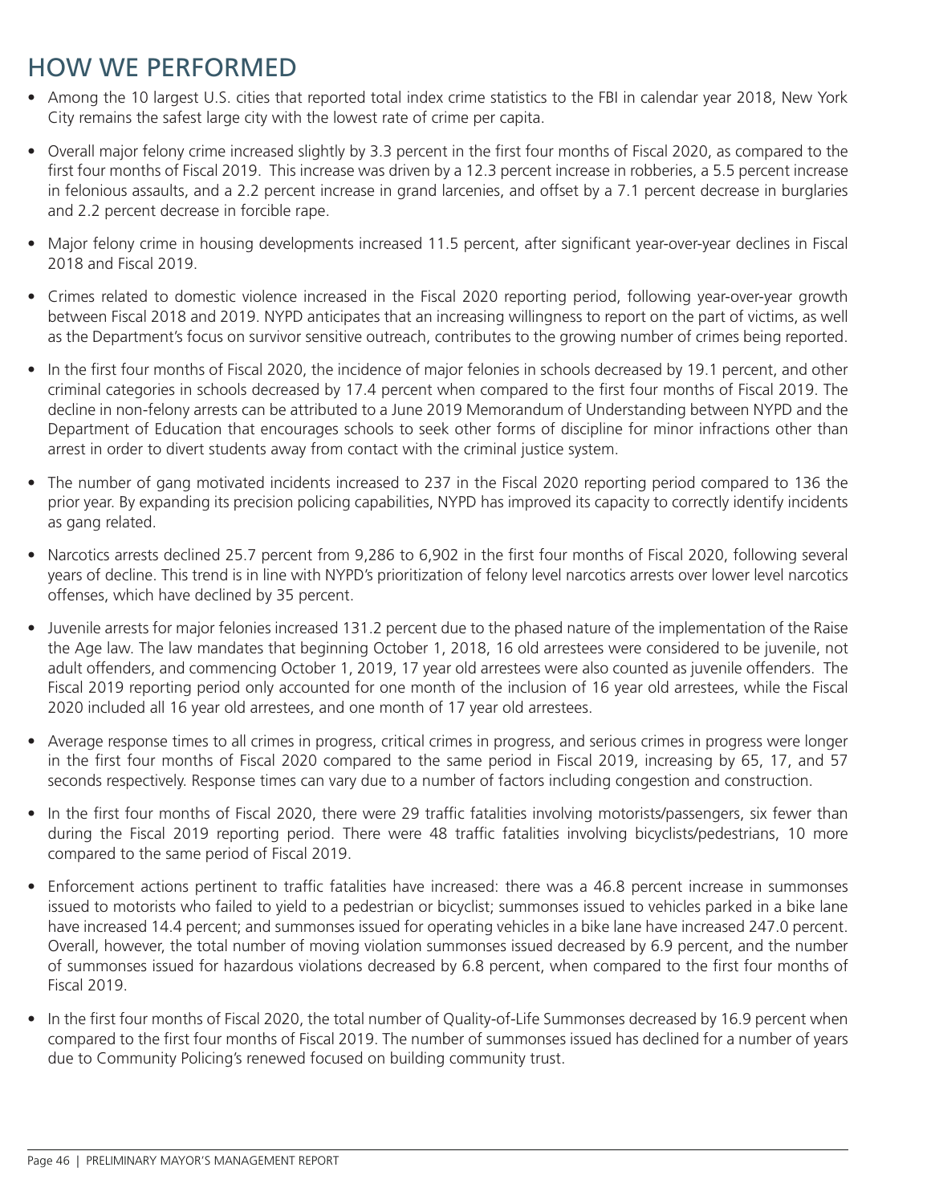## HOW WE PERFORMED

- Among the 10 largest U.S. cities that reported total index crime statistics to the FBI in calendar year 2018, New York City remains the safest large city with the lowest rate of crime per capita.
- Overall major felony crime increased slightly by 3.3 percent in the first four months of Fiscal 2020, as compared to the first four months of Fiscal 2019. This increase was driven by a 12.3 percent increase in robberies, a 5.5 percent increase in felonious assaults, and a 2.2 percent increase in grand larcenies, and offset by a 7.1 percent decrease in burglaries and 2.2 percent decrease in forcible rape.
- Major felony crime in housing developments increased 11.5 percent, after significant year-over-year declines in Fiscal 2018 and Fiscal 2019.
- Crimes related to domestic violence increased in the Fiscal 2020 reporting period, following year-over-year growth between Fiscal 2018 and 2019. NYPD anticipates that an increasing willingness to report on the part of victims, as well as the Department's focus on survivor sensitive outreach, contributes to the growing number of crimes being reported.
- In the first four months of Fiscal 2020, the incidence of major felonies in schools decreased by 19.1 percent, and other criminal categories in schools decreased by 17.4 percent when compared to the first four months of Fiscal 2019. The decline in non-felony arrests can be attributed to a June 2019 Memorandum of Understanding between NYPD and the Department of Education that encourages schools to seek other forms of discipline for minor infractions other than arrest in order to divert students away from contact with the criminal justice system.
- The number of gang motivated incidents increased to 237 in the Fiscal 2020 reporting period compared to 136 the prior year. By expanding its precision policing capabilities, NYPD has improved its capacity to correctly identify incidents as gang related.
- Narcotics arrests declined 25.7 percent from 9,286 to 6,902 in the first four months of Fiscal 2020, following several years of decline. This trend is in line with NYPD's prioritization of felony level narcotics arrests over lower level narcotics offenses, which have declined by 35 percent.
- Juvenile arrests for major felonies increased 131.2 percent due to the phased nature of the implementation of the Raise the Age law. The law mandates that beginning October 1, 2018, 16 old arrestees were considered to be juvenile, not adult offenders, and commencing October 1, 2019, 17 year old arrestees were also counted as juvenile offenders. The Fiscal 2019 reporting period only accounted for one month of the inclusion of 16 year old arrestees, while the Fiscal 2020 included all 16 year old arrestees, and one month of 17 year old arrestees.
- Average response times to all crimes in progress, critical crimes in progress, and serious crimes in progress were longer in the first four months of Fiscal 2020 compared to the same period in Fiscal 2019, increasing by 65, 17, and 57 seconds respectively. Response times can vary due to a number of factors including congestion and construction.
- In the first four months of Fiscal 2020, there were 29 traffic fatalities involving motorists/passengers, six fewer than during the Fiscal 2019 reporting period. There were 48 traffic fatalities involving bicyclists/pedestrians, 10 more compared to the same period of Fiscal 2019.
- Enforcement actions pertinent to traffic fatalities have increased: there was a 46.8 percent increase in summonses issued to motorists who failed to yield to a pedestrian or bicyclist; summonses issued to vehicles parked in a bike lane have increased 14.4 percent; and summonses issued for operating vehicles in a bike lane have increased 247.0 percent. Overall, however, the total number of moving violation summonses issued decreased by 6.9 percent, and the number of summonses issued for hazardous violations decreased by 6.8 percent, when compared to the first four months of Fiscal 2019.
- In the first four months of Fiscal 2020, the total number of Quality-of-Life Summonses decreased by 16.9 percent when compared to the first four months of Fiscal 2019. The number of summonses issued has declined for a number of years due to Community Policing's renewed focused on building community trust.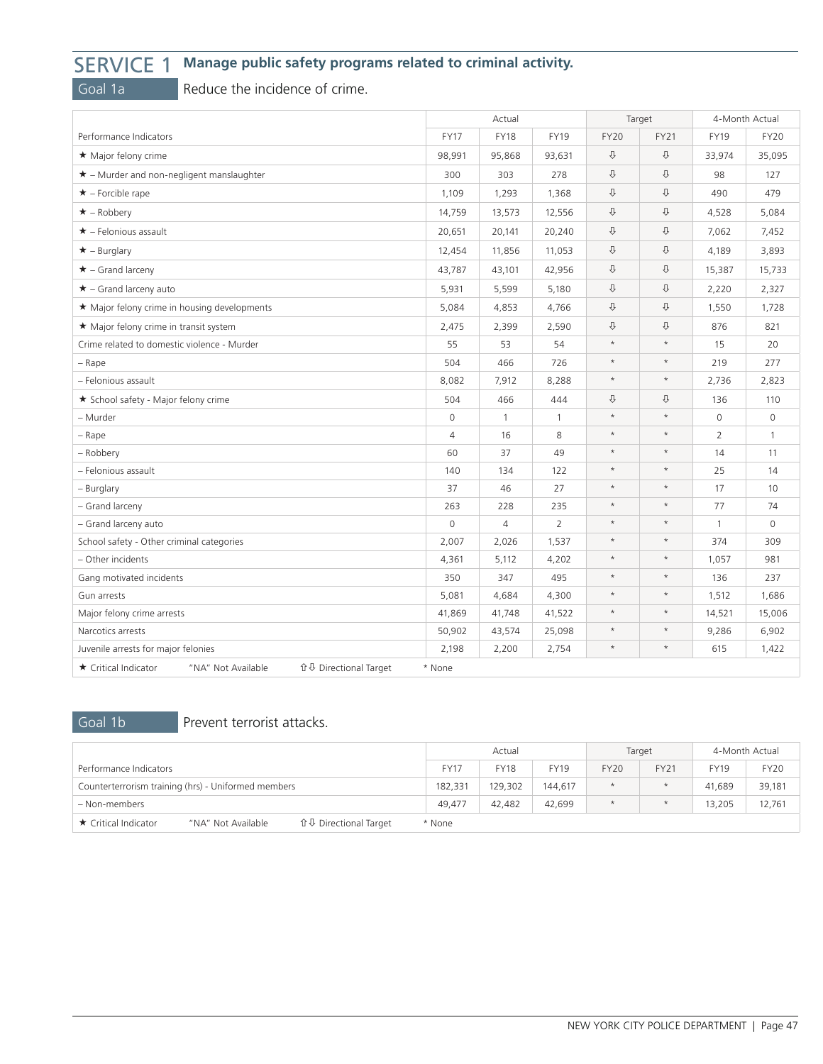# SERVICE 1 Manage public safety programs related to criminal activity.

## Goal 1a Reduce the incidence of crime.

| Performance Indicators | Actual | | | Target | | 4-Month Actual | |
|---|---|---|---|---|---|---|---|
| | FY17 | FY18 | FY19 | FY20 | FY21 | FY19 | FY20 |
| ★ Major felony crime | 98,991 | 95,868 | 93,631 | ⇩ | ⇩ | 33,974 | 35,095 |
| ★ – Murder and non-negligent manslaughter | 300 | 303 | 278 | ⇩ | ⇩ | 98 | 127 |
| ★ – Forcible rape | 1,109 | 1,293 | 1,368 | ⇩ | ⇩ | 490 | 479 |
| ★ – Robbery | 14,759 | 13,573 | 12,556 | ⇩ | ⇩ | 4,528 | 5,084 |
| ★ – Felonious assault | 20,651 | 20,141 | 20,240 | ⇩ | ⇩ | 7,062 | 7,452 |
| ★ – Burglary | 12,454 | 11,856 | 11,053 | ⇩ | ⇩ | 4,189 | 3,893 |
| ★ – Grand larceny | 43,787 | 43,101 | 42,956 | ⇩ | ⇩ | 15,387 | 15,733 |
| ★ – Grand larceny auto | 5,931 | 5,599 | 5,180 | ⇩ | ⇩ | 2,220 | 2,327 |
| ★ Major felony crime in housing developments | 5,084 | 4,853 | 4,766 | ⇩ | ⇩ | 1,550 | 1,728 |
| ★ Major felony crime in transit system | 2,475 | 2,399 | 2,590 | ⇩ | ⇩ | 876 | 821 |
| Crime related to domestic violence - Murder | 55 | 53 | 54 | * | * | 15 | 20 |
| – Rape | 504 | 466 | 726 | * | * | 219 | 277 |
| – Felonious assault | 8,082 | 7,912 | 8,288 | * | * | 2,736 | 2,823 |
| ★ School safety - Major felony crime | 504 | 466 | 444 | ⇩ | ⇩ | 136 | 110 |
| – Murder | 0 | 1 | 1 | * | * | 0 | 0 |
| – Rape | 4 | 16 | 8 | * | * | 2 | 1 |
| – Robbery | 60 | 37 | 49 | * | * | 14 | 11 |
| – Felonious assault | 140 | 134 | 122 | * | * | 25 | 14 |
| – Burglary | 37 | 46 | 27 | * | * | 17 | 10 |
| – Grand larceny | 263 | 228 | 235 | * | * | 77 | 74 |
| – Grand larceny auto | 0 | 4 | 2 | * | * | 1 | 0 |
| School safety - Other criminal categories | 2,007 | 2,026 | 1,537 | * | * | 374 | 309 |
| – Other incidents | 4,361 | 5,112 | 4,202 | * | * | 1,057 | 981 |
| Gang motivated incidents | 350 | 347 | 495 | * | * | 136 | 237 |
| Gun arrests | 5,081 | 4,684 | 4,300 | * | * | 1,512 | 1,686 |
| Major felony crime arrests | 41,869 | 41,748 | 41,522 | * | * | 14,521 | 15,006 |
| Narcotics arrests | 50,902 | 43,574 | 25,098 | * | * | 9,286 | 6,902 |
| Juvenile arrests for major felonies | 2,198 | 2,200 | 2,754 | * | * | 615 | 1,422 |

★ Critical Indicator "NA" Not Available ⇧⇩ Directional Target * None

## Goal 1b Prevent terrorist attacks.

| Performance Indicators | Actual | | | Target | | 4-Month Actual | |
|---|---|---|---|---|---|---|---|
| | FY17 | FY18 | FY19 | FY20 | FY21 | FY19 | FY20 |
| Counterterrorism training (hrs) - Uniformed members | 182,331 | 129,302 | 144,617 | * | * | 41,689 | 39,181 |
| – Non-members | 49,477 | 42,482 | 42,699 | * | * | 13,205 | 12,761 |

★ Critical Indicator "NA" Not Available ⇧⇩ Directional Target * None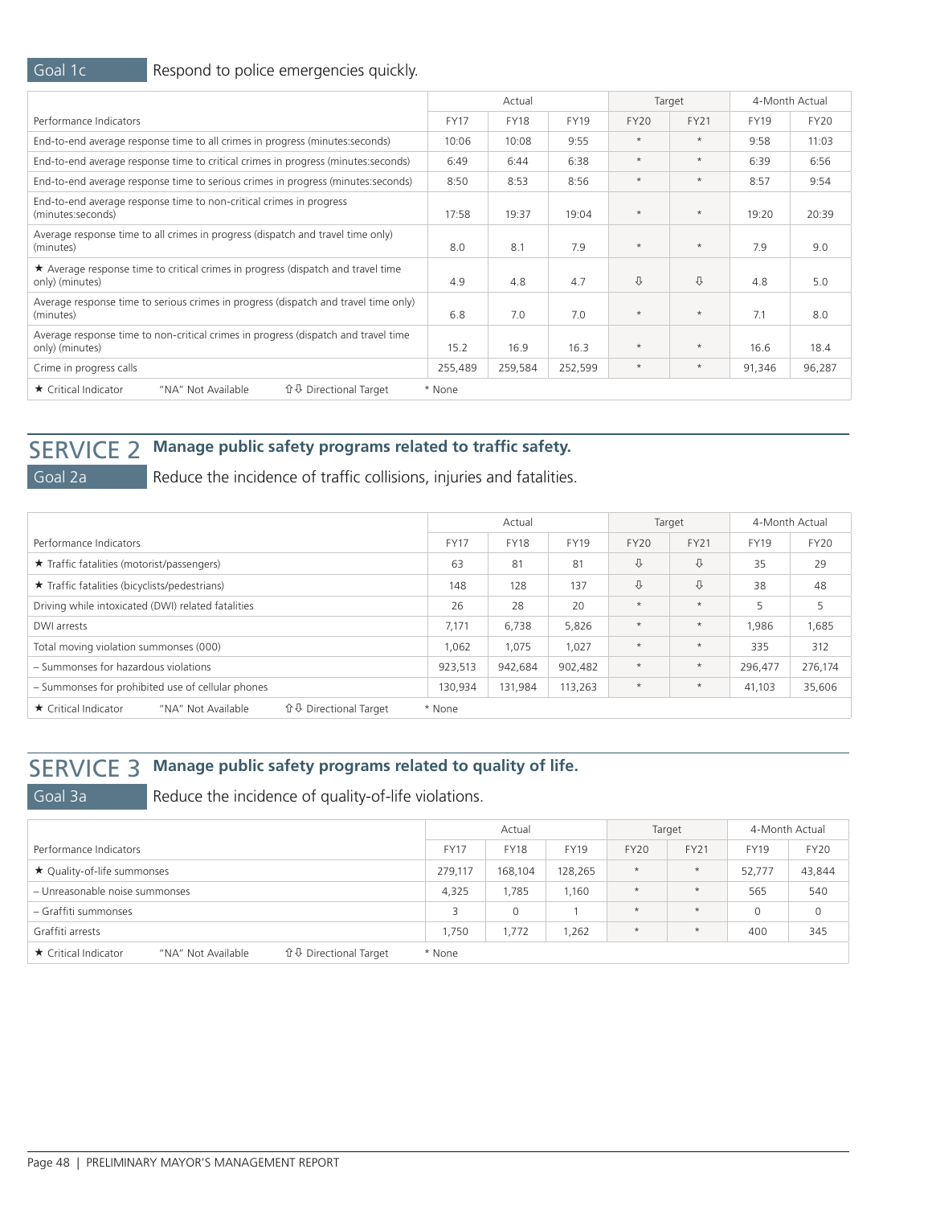Goal 1c Respond to police emergencies quickly.

| | Actual | | | Target | | 4-Month Actual | |
|---|---|---|---|---|---|---|---|
| Performance Indicators | FY17 | FY18 | FY19 | FY20 | FY21 | FY19 | FY20 |
| End-to-end average response time to all crimes in progress (minutes:seconds) | 10:06 | 10:08 | 9:55 | * | * | 9:58 | 11:03 |
| End-to-end average response time to critical crimes in progress (minutes:seconds) | 6:49 | 6:44 | 6:38 | * | * | 6:39 | 6:56 |
| End-to-end average response time to serious crimes in progress (minutes:seconds) | 8:50 | 8:53 | 8:56 | * | * | 8:57 | 9:54 |
| End-to-end average response time to non-critical crimes in progress (minutes:seconds) | 17:58 | 19:37 | 19:04 | * | * | 19:20 | 20:39 |
| Average response time to all crimes in progress (dispatch and travel time only) (minutes) | 8.0 | 8.1 | 7.9 | * | * | 7.9 | 9.0 |
| ★ Average response time to critical crimes in progress (dispatch and travel time only) (minutes) | 4.9 | 4.8 | 4.7 | ⇩ | ⇩ | 4.8 | 5.0 |
| Average response time to serious crimes in progress (dispatch and travel time only) (minutes) | 6.8 | 7.0 | 7.0 | * | * | 7.1 | 8.0 |
| Average response time to non-critical crimes in progress (dispatch and travel time only) (minutes) | 15.2 | 16.9 | 16.3 | * | * | 16.6 | 18.4 |
| Crime in progress calls | 255,489 | 259,584 | 252,599 | * | * | 91,346 | 96,287 |

★ Critical Indicator "NA" Not Available ⇧⇩ Directional Target * None

## SERVICE 2 Manage public safety programs related to traffic safety.

Goal 2a Reduce the incidence of traffic collisions, injuries and fatalities.

| | Actual | | | Target | | 4-Month Actual | |
|---|---|---|---|---|---|---|---|
| Performance Indicators | FY17 | FY18 | FY19 | FY20 | FY21 | FY19 | FY20 |
| ★ Traffic fatalities (motorist/passengers) | 63 | 81 | 81 | ⇩ | ⇩ | 35 | 29 |
| ★ Traffic fatalities (bicyclists/pedestrians) | 148 | 128 | 137 | ⇩ | ⇩ | 38 | 48 |
| Driving while intoxicated (DWI) related fatalities | 26 | 28 | 20 | * | * | 5 | 5 |
| DWI arrests | 7,171 | 6,738 | 5,826 | * | * | 1,986 | 1,685 |
| Total moving violation summonses (000) | 1,062 | 1,075 | 1,027 | * | * | 335 | 312 |
| – Summonses for hazardous violations | 923,513 | 942,684 | 902,482 | * | * | 296,477 | 276,174 |
| – Summonses for prohibited use of cellular phones | 130,934 | 131,984 | 113,263 | * | * | 41,103 | 35,606 |

★ Critical Indicator "NA" Not Available ⇧⇩ Directional Target * None

## SERVICE 3 Manage public safety programs related to quality of life.

Goal 3a Reduce the incidence of quality-of-life violations.

| | Actual | | | Target | | 4-Month Actual | |
|---|---|---|---|---|---|---|---|
| Performance Indicators | FY17 | FY18 | FY19 | FY20 | FY21 | FY19 | FY20 |
| ★ Quality-of-life summonses | 279,117 | 168,104 | 128,265 | * | * | 52,777 | 43,844 |
| – Unreasonable noise summonses | 4,325 | 1,785 | 1,160 | * | * | 565 | 540 |
| – Graffiti summonses | 3 | 0 | 1 | * | * | 0 | 0 |
| Graffiti arrests | 1,750 | 1,772 | 1,262 | * | * | 400 | 345 |

★ Critical Indicator "NA" Not Available ⇧⇩ Directional Target * None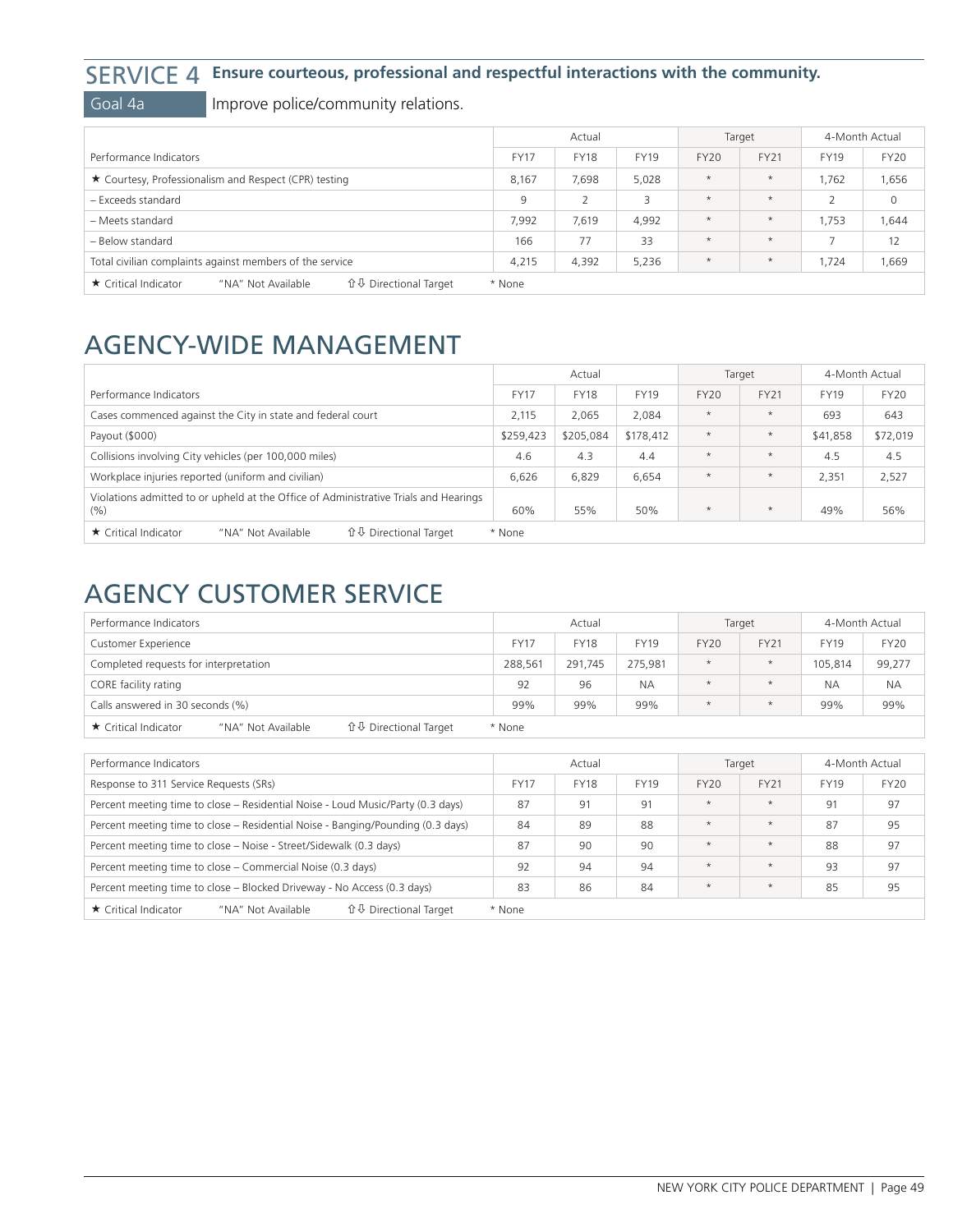## SERVICE 4 Ensure courteous, professional and respectful interactions with the community.

**Goal 4a** Improve police/community relations.

| Performance Indicators | Actual | | | Target | | 4-Month Actual | |
|---|---|---|---|---|---|---|---|
| | FY17 | FY18 | FY19 | FY20 | FY21 | FY19 | FY20 |
| ★ Courtesy, Professionalism and Respect (CPR) testing | 8,167 | 7,698 | 5,028 | * | * | 1,762 | 1,656 |
| – Exceeds standard | 9 | 2 | 3 | * | * | 2 | 0 |
| – Meets standard | 7,992 | 7,619 | 4,992 | * | * | 1,753 | 1,644 |
| – Below standard | 166 | 77 | 33 | * | * | 7 | 12 |
| Total civilian complaints against members of the service | 4,215 | 4,392 | 5,236 | * | * | 1,724 | 1,669 |

★ Critical Indicator "NA" Not Available ⇧⇩ Directional Target * None

# AGENCY-WIDE MANAGEMENT

| Performance Indicators | Actual | | | Target | | 4-Month Actual | |
|---|---|---|---|---|---|---|---|
| | FY17 | FY18 | FY19 | FY20 | FY21 | FY19 | FY20 |
| Cases commenced against the City in state and federal court | 2,115 | 2,065 | 2,084 | * | * | 693 | 643 |
| Payout ($000) | $259,423 | $205,084 | $178,412 | * | * | $41,858 | $72,019 |
| Collisions involving City vehicles (per 100,000 miles) | 4.6 | 4.3 | 4.4 | * | * | 4.5 | 4.5 |
| Workplace injuries reported (uniform and civilian) | 6,626 | 6,829 | 6,654 | * | * | 2,351 | 2,527 |
| Violations admitted to or upheld at the Office of Administrative Trials and Hearings (%) | 60% | 55% | 50% | * | * | 49% | 56% |

★ Critical Indicator "NA" Not Available ⇧⇩ Directional Target * None

# AGENCY CUSTOMER SERVICE

| Performance Indicators | Actual | | | Target | | 4-Month Actual | |
|---|---|---|---|---|---|---|---|
| Customer Experience | FY17 | FY18 | FY19 | FY20 | FY21 | FY19 | FY20 |
| Completed requests for interpretation | 288,561 | 291,745 | 275,981 | * | * | 105,814 | 99,277 |
| CORE facility rating | 92 | 96 | NA | * | * | NA | NA |
| Calls answered in 30 seconds (%) | 99% | 99% | 99% | * | * | 99% | 99% |

★ Critical Indicator "NA" Not Available ⇧⇩ Directional Target * None

| Performance Indicators | Actual | | | Target | | 4-Month Actual | |
|---|---|---|---|---|---|---|---|
| Response to 311 Service Requests (SRs) | FY17 | FY18 | FY19 | FY20 | FY21 | FY19 | FY20 |
| Percent meeting time to close – Residential Noise - Loud Music/Party (0.3 days) | 87 | 91 | 91 | * | * | 91 | 97 |
| Percent meeting time to close – Residential Noise - Banging/Pounding (0.3 days) | 84 | 89 | 88 | * | * | 87 | 95 |
| Percent meeting time to close – Noise - Street/Sidewalk (0.3 days) | 87 | 90 | 90 | * | * | 88 | 97 |
| Percent meeting time to close – Commercial Noise (0.3 days) | 92 | 94 | 94 | * | * | 93 | 97 |
| Percent meeting time to close – Blocked Driveway - No Access (0.3 days) | 83 | 86 | 84 | * | * | 85 | 95 |

★ Critical Indicator "NA" Not Available ⇧⇩ Directional Target * None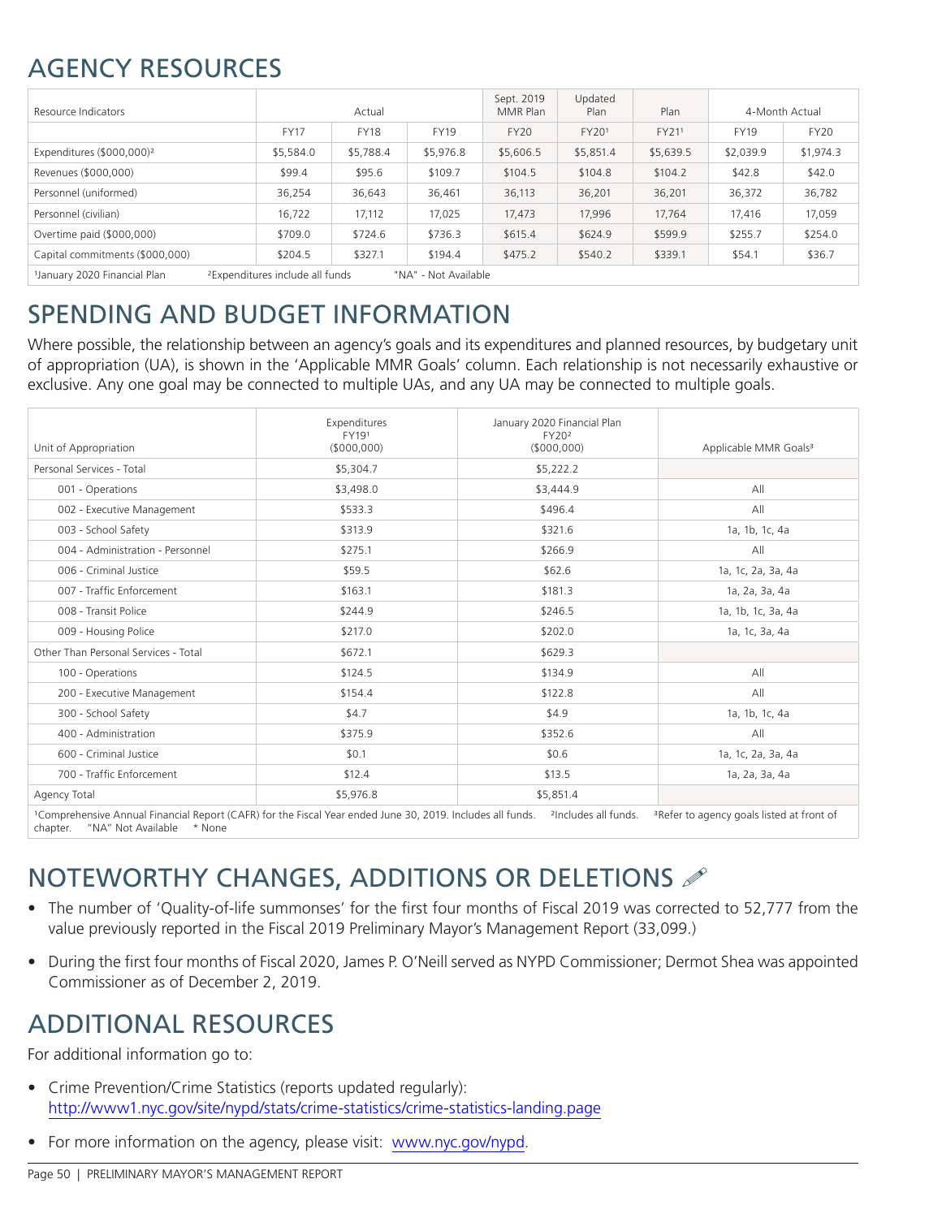# AGENCY RESOURCES

| Resource Indicators | Actual | | | Sept. 2019 MMR Plan | Updated Plan | Plan | 4-Month Actual | |
|---|---|---|---|---|---|---|---|---|
| | FY17 | FY18 | FY19 | FY20 | FY20[1] | FY21[1] | FY19 | FY20 |
| Expenditures ($000,000)[2] | $5,584.0 | $5,788.4 | $5,976.8 | $5,606.5 | $5,851.4 | $5,639.5 | $2,039.9 | $1,974.3 |
| Revenues ($000,000) | $99.4 | $95.6 | $109.7 | $104.5 | $104.8 | $104.2 | $42.8 | $42.0 |
| Personnel (uniformed) | 36,254 | 36,643 | 36,461 | 36,113 | 36,201 | 36,201 | 36,372 | 36,782 |
| Personnel (civilian) | 16,722 | 17,112 | 17,025 | 17,473 | 17,996 | 17,764 | 17,416 | 17,059 |
| Overtime paid ($000,000) | $709.0 | $724.6 | $736.3 | $615.4 | $624.9 | $599.9 | $255.7 | $254.0 |
| Capital commitments ($000,000) | $204.5 | $327.1 | $194.4 | $475.2 | $540.2 | $339.1 | $54.1 | $36.7 |

[1]January 2020 Financial Plan [2]Expenditures include all funds "NA" - Not Available

# SPENDING AND BUDGET INFORMATION

Where possible, the relationship between an agency's goals and its expenditures and planned resources, by budgetary unit of appropriation (UA), is shown in the 'Applicable MMR Goals' column. Each relationship is not necessarily exhaustive or exclusive. Any one goal may be connected to multiple UAs, and any UA may be connected to multiple goals.

| Unit of Appropriation | Expenditures FY19[1] ($000,000) | January 2020 Financial Plan FY20[2] ($000,000) | Applicable MMR Goals[3] |
|---|---|---|---|
| Personal Services - Total | $5,304.7 | $5,222.2 | |
| 001 - Operations | $3,498.0 | $3,444.9 | All |
| 002 - Executive Management | $533.3 | $496.4 | All |
| 003 - School Safety | $313.9 | $321.6 | 1a, 1b, 1c, 4a |
| 004 - Administration - Personnel | $275.1 | $266.9 | All |
| 006 - Criminal Justice | $59.5 | $62.6 | 1a, 1c, 2a, 3a, 4a |
| 007 - Traffic Enforcement | $163.1 | $181.3 | 1a, 2a, 3a, 4a |
| 008 - Transit Police | $244.9 | $246.5 | 1a, 1b, 1c, 3a, 4a |
| 009 - Housing Police | $217.0 | $202.0 | 1a, 1c, 3a, 4a |
| Other Than Personal Services - Total | $672.1 | $629.3 | |
| 100 - Operations | $124.5 | $134.9 | All |
| 200 - Executive Management | $154.4 | $122.8 | All |
| 300 - School Safety | $4.7 | $4.9 | 1a, 1b, 1c, 4a |
| 400 - Administration | $375.9 | $352.6 | All |
| 600 - Criminal Justice | $0.1 | $0.6 | 1a, 1c, 2a, 3a, 4a |
| 700 - Traffic Enforcement | $12.4 | $13.5 | 1a, 2a, 3a, 4a |
| Agency Total | $5,976.8 | $5,851.4 | |

[1]Comprehensive Annual Financial Report (CAFR) for the Fiscal Year ended June 30, 2019. Includes all funds. [2]Includes all funds. [3]Refer to agency goals listed at front of chapter. "NA" Not Available * None

# NOTEWORTHY CHANGES, ADDITIONS OR DELETIONS

- The number of 'Quality-of-life summonses' for the first four months of Fiscal 2019 was corrected to 52,777 from the value previously reported in the Fiscal 2019 Preliminary Mayor's Management Report (33,099.)
- During the first four months of Fiscal 2020, James P. O'Neill served as NYPD Commissioner; Dermot Shea was appointed Commissioner as of December 2, 2019.

# ADDITIONAL RESOURCES

For additional information go to:

- Crime Prevention/Crime Statistics (reports updated regularly): http://www1.nyc.gov/site/nypd/stats/crime-statistics/crime-statistics-landing.page
- For more information on the agency, please visit: www.nyc.gov/nypd.